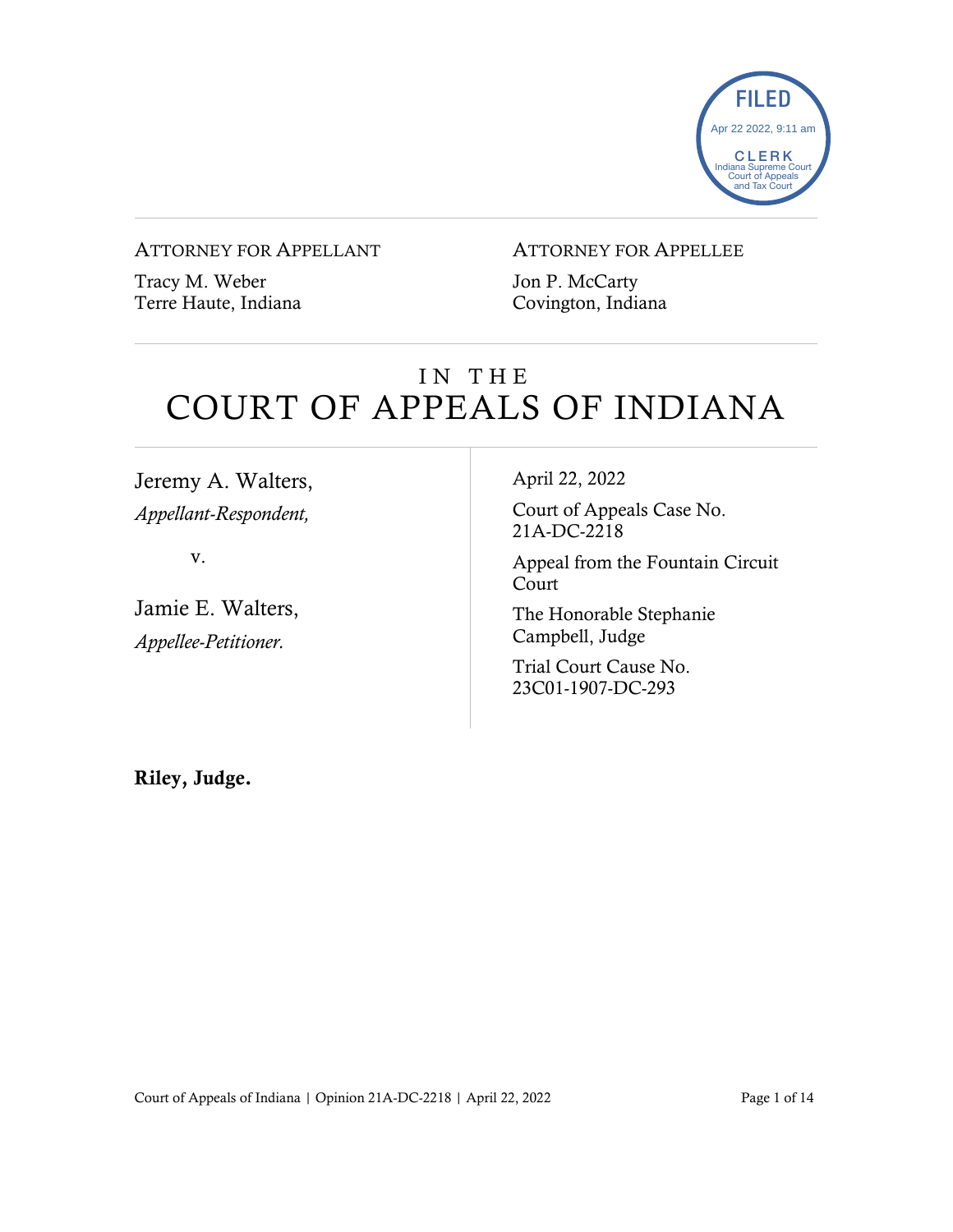FILED
Apr 22 2022, 9:11 am
CLERK
Indiana Supreme Court
Court of Appeals
and Tax Court

ATTORNEY FOR APPELLANT

Tracy M. Weber
Terre Haute, Indiana

ATTORNEY FOR APPELLEE

Jon P. McCarty
Covington, Indiana

# IN THE COURT OF APPEALS OF INDIANA

Jeremy A. Walters,
*Appellant-Respondent,*

v.

Jamie E. Walters,
*Appellee-Petitioner.*

April 22, 2022

Court of Appeals Case No. 21A-DC-2218

Appeal from the Fountain Circuit Court

The Honorable Stephanie Campbell, Judge

Trial Court Cause No. 23C01-1907-DC-293

**Riley, Judge.**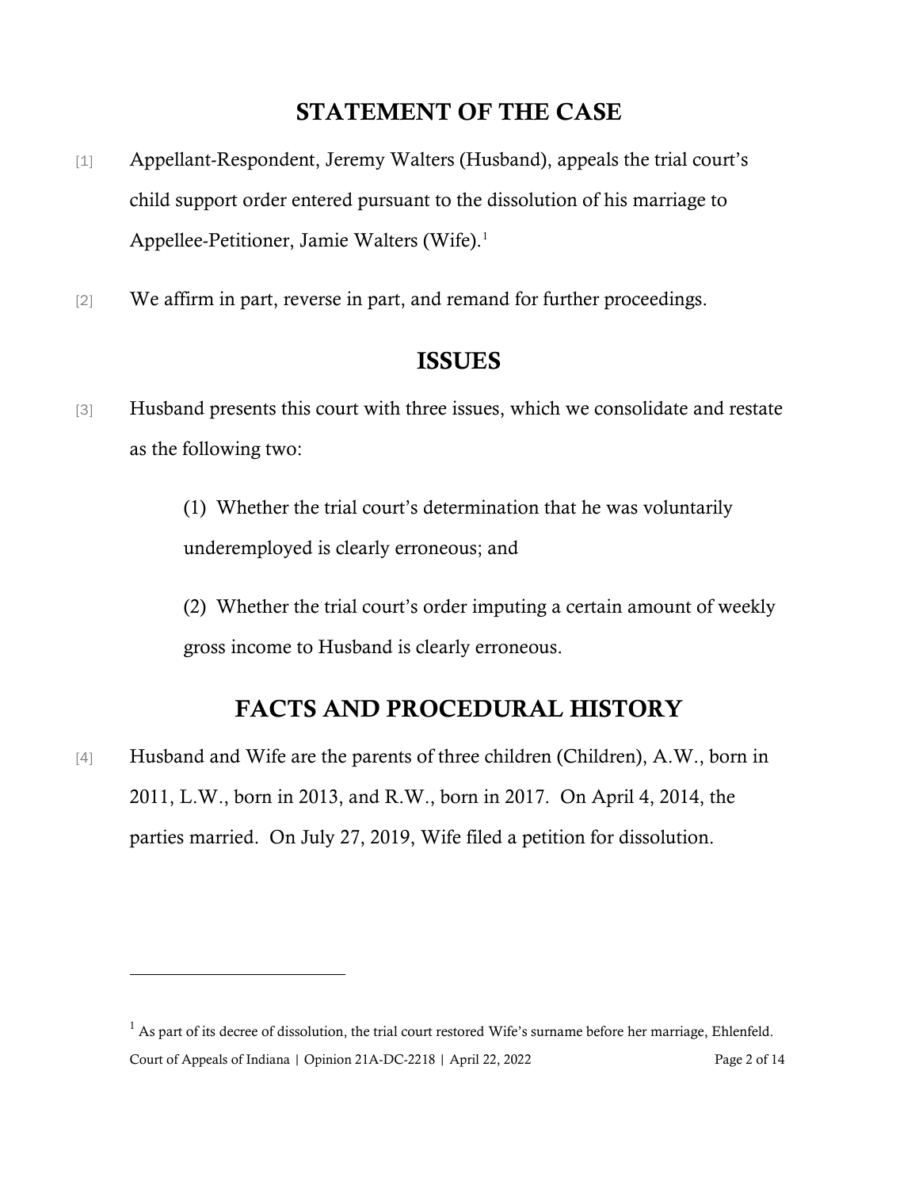## STATEMENT OF THE CASE

[1] Appellant-Respondent, Jeremy Walters (Husband), appeals the trial court's child support order entered pursuant to the dissolution of his marriage to Appellee-Petitioner, Jamie Walters (Wife).[1]

[2] We affirm in part, reverse in part, and remand for further proceedings.

## ISSUES

[3] Husband presents this court with three issues, which we consolidate and restate as the following two:

> (1) Whether the trial court's determination that he was voluntarily underemployed is clearly erroneous; and
>
> (2) Whether the trial court's order imputing a certain amount of weekly gross income to Husband is clearly erroneous.

## FACTS AND PROCEDURAL HISTORY

[4] Husband and Wife are the parents of three children (Children), A.W., born in 2011, L.W., born in 2013, and R.W., born in 2017. On April 4, 2014, the parties married. On July 27, 2019, Wife filed a petition for dissolution.

---

[1] As part of its decree of dissolution, the trial court restored Wife's surname before her marriage, Ehlenfeld.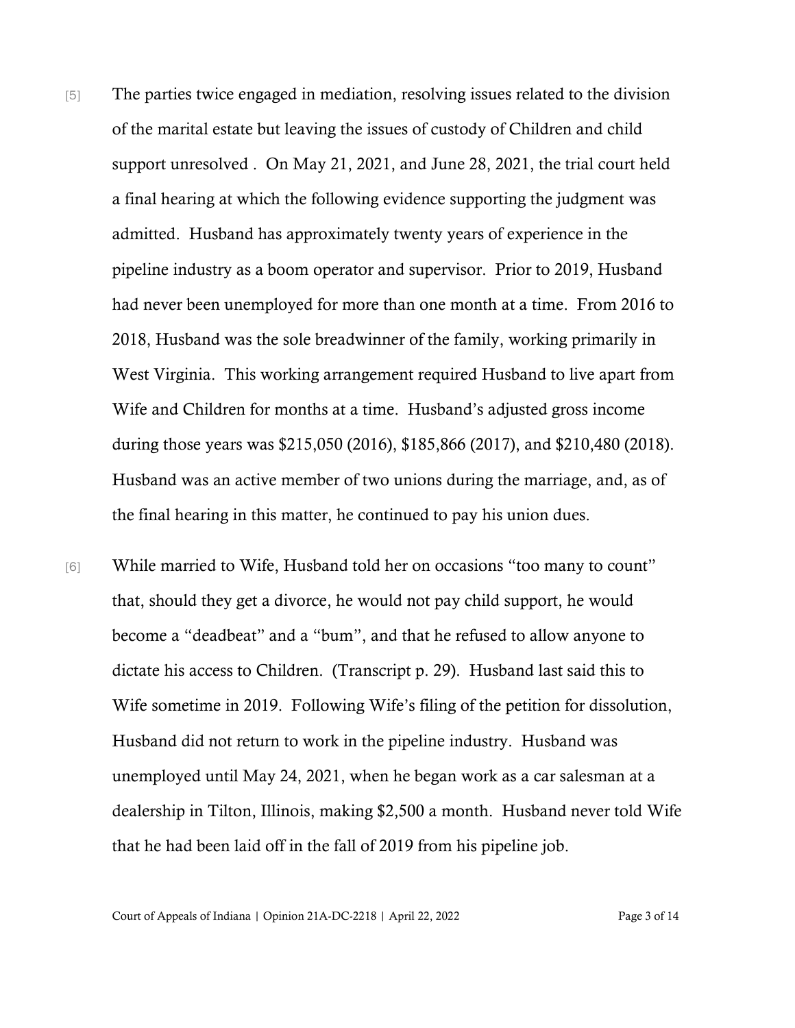[5] The parties twice engaged in mediation, resolving issues related to the division of the marital estate but leaving the issues of custody of Children and child support unresolved . On May 21, 2021, and June 28, 2021, the trial court held a final hearing at which the following evidence supporting the judgment was admitted. Husband has approximately twenty years of experience in the pipeline industry as a boom operator and supervisor. Prior to 2019, Husband had never been unemployed for more than one month at a time. From 2016 to 2018, Husband was the sole breadwinner of the family, working primarily in West Virginia. This working arrangement required Husband to live apart from Wife and Children for months at a time. Husband's adjusted gross income during those years was $215,050 (2016), $185,866 (2017), and $210,480 (2018). Husband was an active member of two unions during the marriage, and, as of the final hearing in this matter, he continued to pay his union dues.

[6] While married to Wife, Husband told her on occasions "too many to count" that, should they get a divorce, he would not pay child support, he would become a "deadbeat" and a "bum", and that he refused to allow anyone to dictate his access to Children. (Transcript p. 29). Husband last said this to Wife sometime in 2019. Following Wife's filing of the petition for dissolution, Husband did not return to work in the pipeline industry. Husband was unemployed until May 24, 2021, when he began work as a car salesman at a dealership in Tilton, Illinois, making $2,500 a month. Husband never told Wife that he had been laid off in the fall of 2019 from his pipeline job.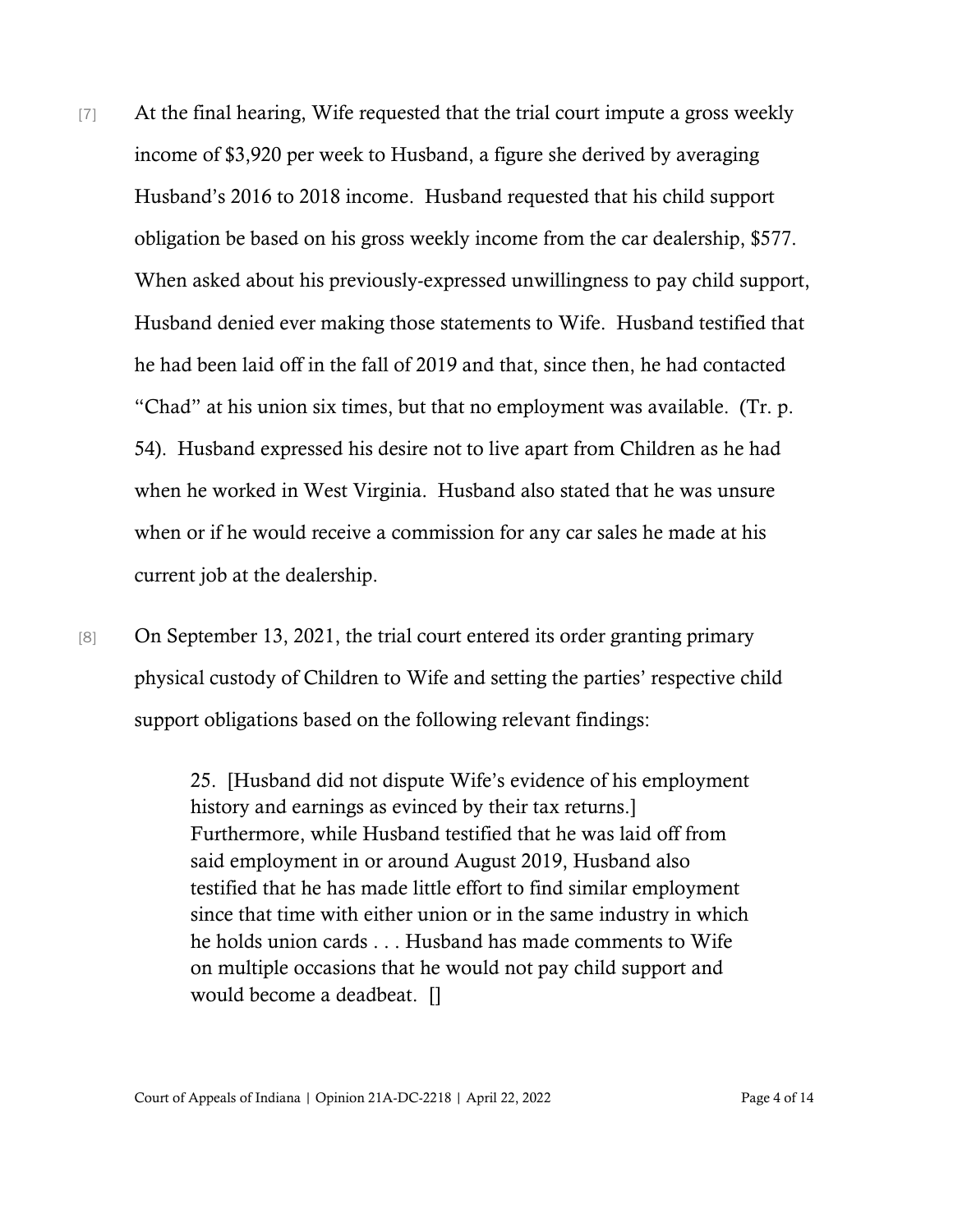[7] At the final hearing, Wife requested that the trial court impute a gross weekly income of $3,920 per week to Husband, a figure she derived by averaging Husband's 2016 to 2018 income. Husband requested that his child support obligation be based on his gross weekly income from the car dealership, $577. When asked about his previously-expressed unwillingness to pay child support, Husband denied ever making those statements to Wife. Husband testified that he had been laid off in the fall of 2019 and that, since then, he had contacted "Chad" at his union six times, but that no employment was available. (Tr. p. 54). Husband expressed his desire not to live apart from Children as he had when he worked in West Virginia. Husband also stated that he was unsure when or if he would receive a commission for any car sales he made at his current job at the dealership.

[8] On September 13, 2021, the trial court entered its order granting primary physical custody of Children to Wife and setting the parties' respective child support obligations based on the following relevant findings:

> 25. [Husband did not dispute Wife's evidence of his employment history and earnings as evinced by their tax returns.] Furthermore, while Husband testified that he was laid off from said employment in or around August 2019, Husband also testified that he has made little effort to find similar employment since that time with either union or in the same industry in which he holds union cards . . . Husband has made comments to Wife on multiple occasions that he would not pay child support and would become a deadbeat. []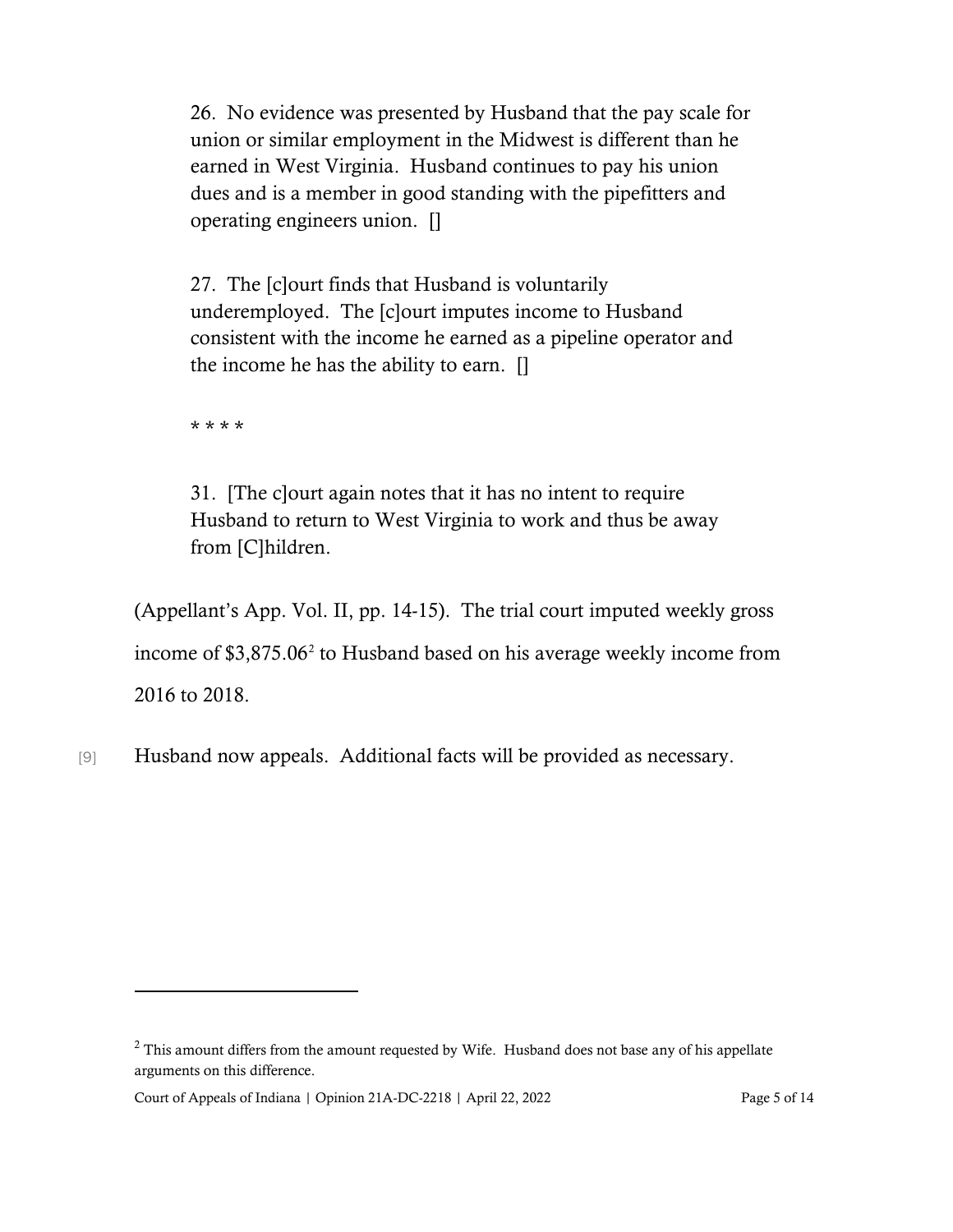> 26. No evidence was presented by Husband that the pay scale for union or similar employment in the Midwest is different than he earned in West Virginia. Husband continues to pay his union dues and is a member in good standing with the pipefitters and operating engineers union. []
>
> 27. The [c]ourt finds that Husband is voluntarily underemployed. The [c]ourt imputes income to Husband consistent with the income he earned as a pipeline operator and the income he has the ability to earn. []
>
> * * * *
>
> 31. [The c]ourt again notes that it has no intent to require Husband to return to West Virginia to work and thus be away from [C]hildren.

(Appellant's App. Vol. II, pp. 14-15). The trial court imputed weekly gross income of $3,875.06[2] to Husband based on his average weekly income from 2016 to 2018.

[9] Husband now appeals. Additional facts will be provided as necessary.

---

[2] This amount differs from the amount requested by Wife. Husband does not base any of his appellate arguments on this difference.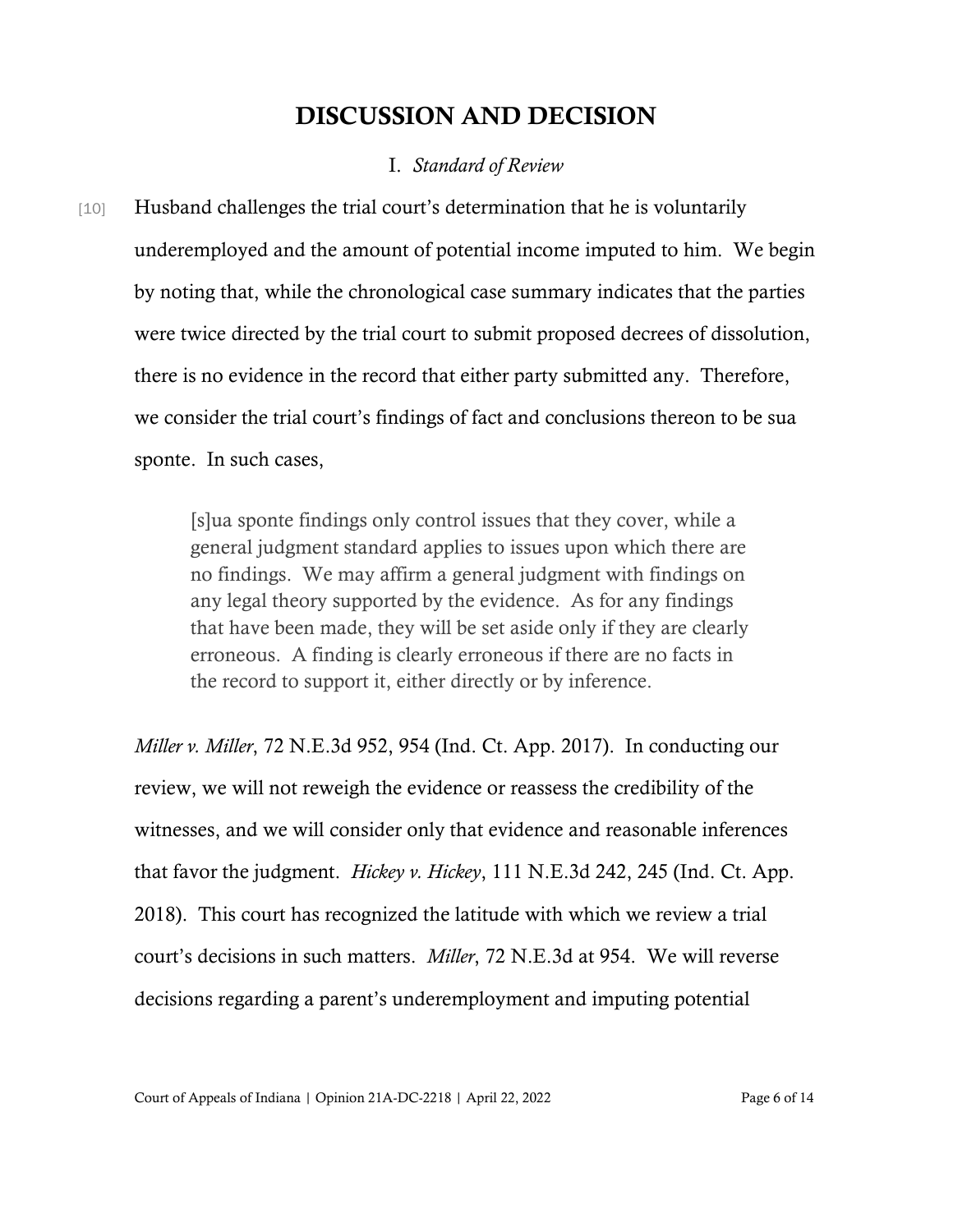# DISCUSSION AND DECISION

## I. *Standard of Review*

[10] Husband challenges the trial court's determination that he is voluntarily underemployed and the amount of potential income imputed to him. We begin by noting that, while the chronological case summary indicates that the parties were twice directed by the trial court to submit proposed decrees of dissolution, there is no evidence in the record that either party submitted any. Therefore, we consider the trial court's findings of fact and conclusions thereon to be sua sponte. In such cases,

> [s]ua sponte findings only control issues that they cover, while a general judgment standard applies to issues upon which there are no findings. We may affirm a general judgment with findings on any legal theory supported by the evidence. As for any findings that have been made, they will be set aside only if they are clearly erroneous. A finding is clearly erroneous if there are no facts in the record to support it, either directly or by inference.

*Miller v. Miller*, 72 N.E.3d 952, 954 (Ind. Ct. App. 2017). In conducting our review, we will not reweigh the evidence or reassess the credibility of the witnesses, and we will consider only that evidence and reasonable inferences that favor the judgment. *Hickey v. Hickey*, 111 N.E.3d 242, 245 (Ind. Ct. App. 2018). This court has recognized the latitude with which we review a trial court's decisions in such matters. *Miller*, 72 N.E.3d at 954. We will reverse decisions regarding a parent's underemployment and imputing potential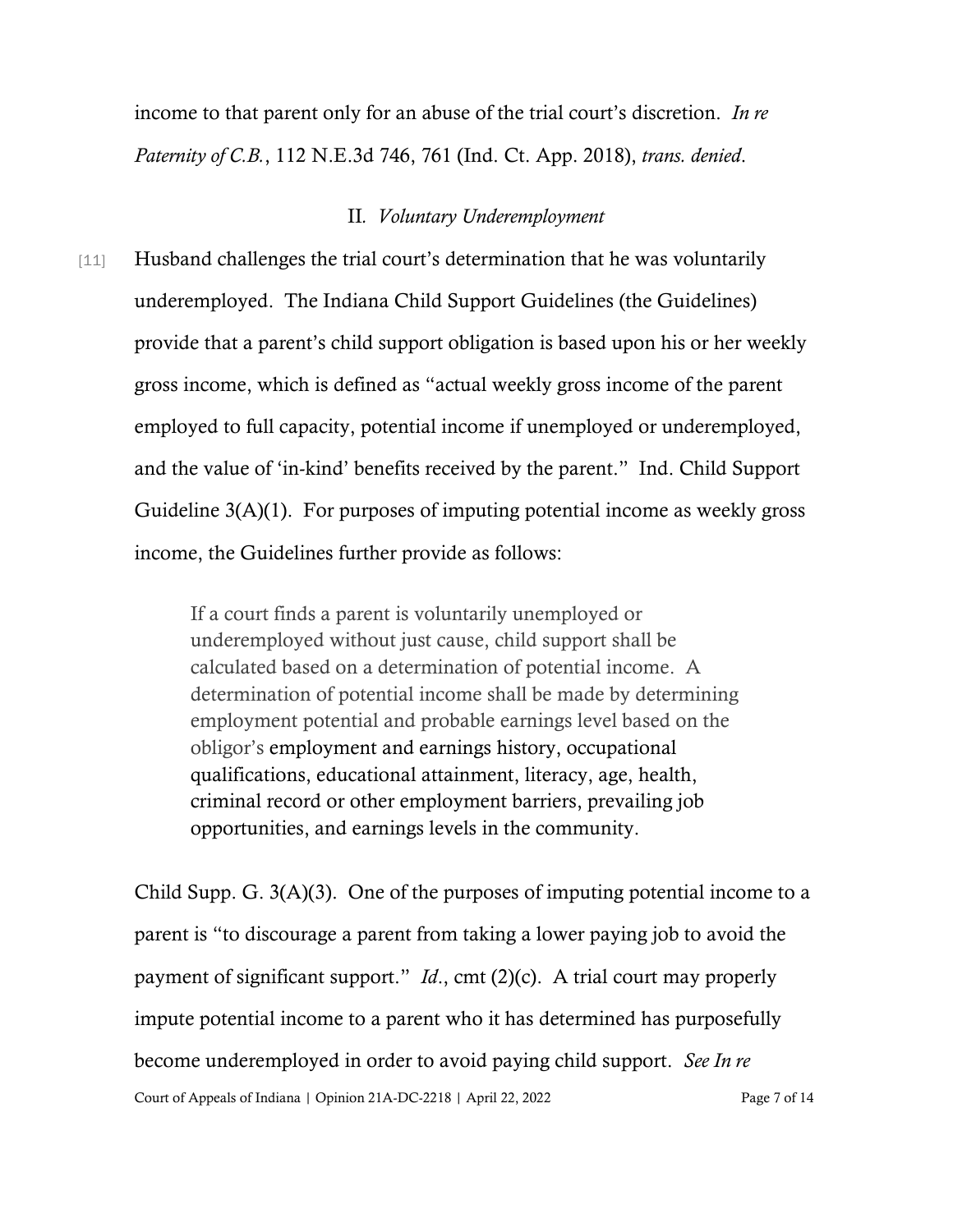income to that parent only for an abuse of the trial court's discretion. *In re Paternity of C.B.*, 112 N.E.3d 746, 761 (Ind. Ct. App. 2018), *trans. denied*.

## II. *Voluntary Underemployment*

[11] Husband challenges the trial court's determination that he was voluntarily underemployed. The Indiana Child Support Guidelines (the Guidelines) provide that a parent's child support obligation is based upon his or her weekly gross income, which is defined as "actual weekly gross income of the parent employed to full capacity, potential income if unemployed or underemployed, and the value of 'in-kind' benefits received by the parent." Ind. Child Support Guideline 3(A)(1). For purposes of imputing potential income as weekly gross income, the Guidelines further provide as follows:

> If a court finds a parent is voluntarily unemployed or underemployed without just cause, child support shall be calculated based on a determination of potential income. A determination of potential income shall be made by determining employment potential and probable earnings level based on the obligor's employment and earnings history, occupational qualifications, educational attainment, literacy, age, health, criminal record or other employment barriers, prevailing job opportunities, and earnings levels in the community.

Child Supp. G. 3(A)(3). One of the purposes of imputing potential income to a parent is "to discourage a parent from taking a lower paying job to avoid the payment of significant support." *Id*., cmt (2)(c). A trial court may properly impute potential income to a parent who it has determined has purposefully become underemployed in order to avoid paying child support. *See In re*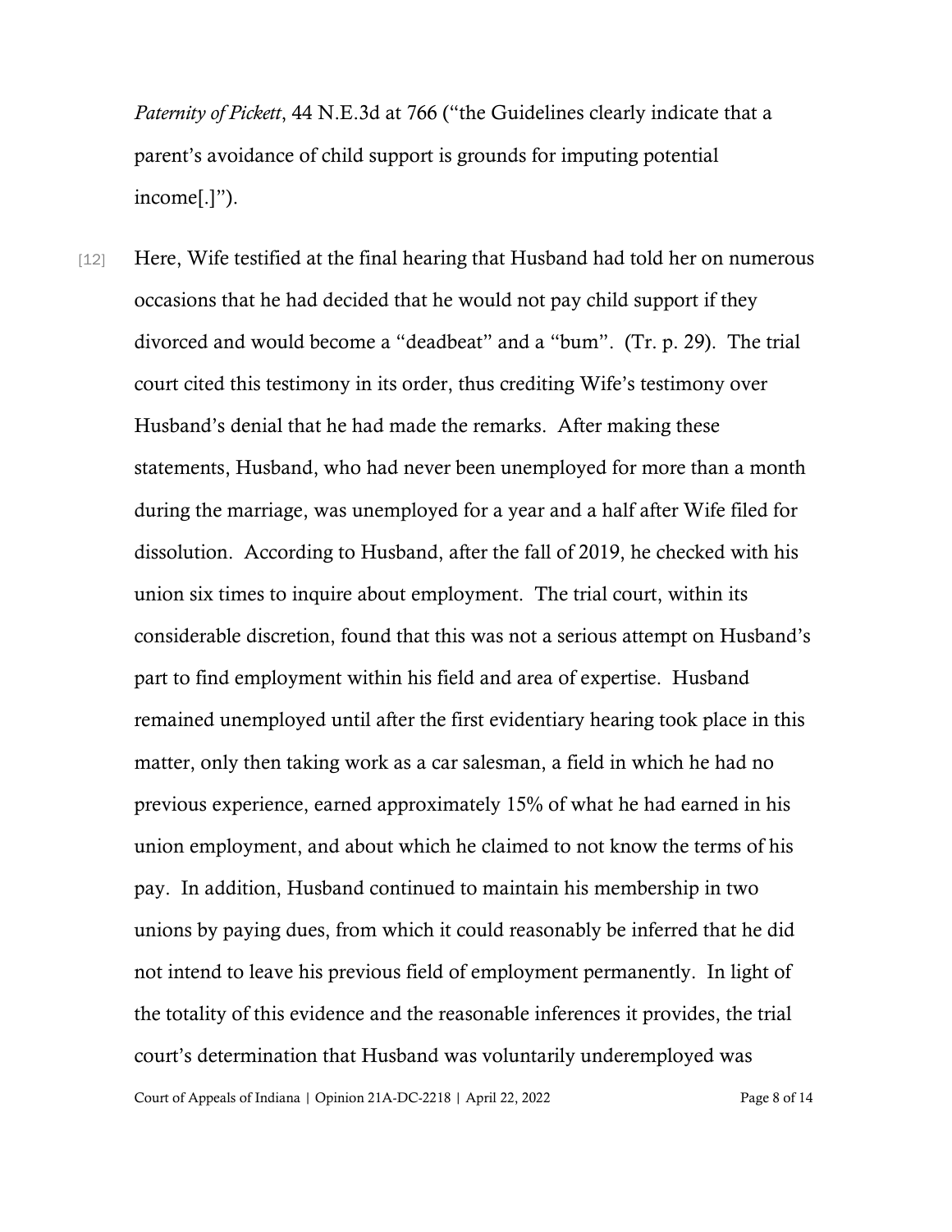*Paternity of Pickett*, 44 N.E.3d at 766 ("the Guidelines clearly indicate that a parent's avoidance of child support is grounds for imputing potential income[.]").

[12] Here, Wife testified at the final hearing that Husband had told her on numerous occasions that he had decided that he would not pay child support if they divorced and would become a "deadbeat" and a "bum". (Tr. p. 29). The trial court cited this testimony in its order, thus crediting Wife's testimony over Husband's denial that he had made the remarks. After making these statements, Husband, who had never been unemployed for more than a month during the marriage, was unemployed for a year and a half after Wife filed for dissolution. According to Husband, after the fall of 2019, he checked with his union six times to inquire about employment. The trial court, within its considerable discretion, found that this was not a serious attempt on Husband's part to find employment within his field and area of expertise. Husband remained unemployed until after the first evidentiary hearing took place in this matter, only then taking work as a car salesman, a field in which he had no previous experience, earned approximately 15% of what he had earned in his union employment, and about which he claimed to not know the terms of his pay. In addition, Husband continued to maintain his membership in two unions by paying dues, from which it could reasonably be inferred that he did not intend to leave his previous field of employment permanently. In light of the totality of this evidence and the reasonable inferences it provides, the trial court's determination that Husband was voluntarily underemployed was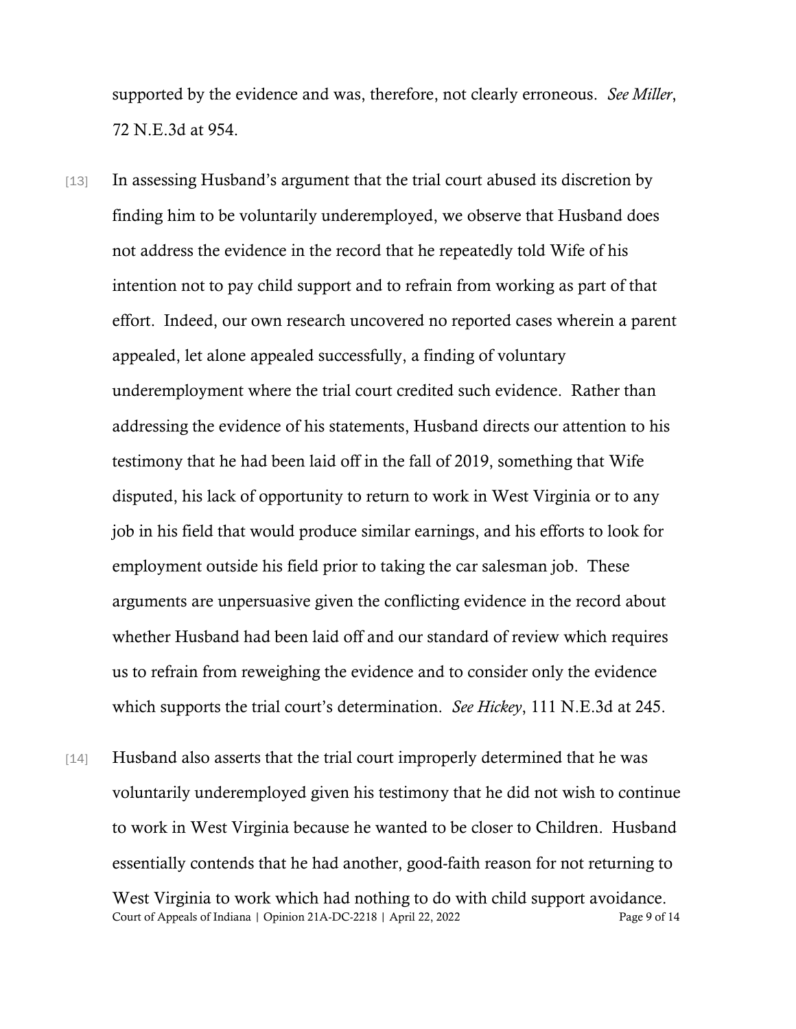supported by the evidence and was, therefore, not clearly erroneous. *See Miller*, 72 N.E.3d at 954.

[13] In assessing Husband's argument that the trial court abused its discretion by finding him to be voluntarily underemployed, we observe that Husband does not address the evidence in the record that he repeatedly told Wife of his intention not to pay child support and to refrain from working as part of that effort. Indeed, our own research uncovered no reported cases wherein a parent appealed, let alone appealed successfully, a finding of voluntary underemployment where the trial court credited such evidence. Rather than addressing the evidence of his statements, Husband directs our attention to his testimony that he had been laid off in the fall of 2019, something that Wife disputed, his lack of opportunity to return to work in West Virginia or to any job in his field that would produce similar earnings, and his efforts to look for employment outside his field prior to taking the car salesman job. These arguments are unpersuasive given the conflicting evidence in the record about whether Husband had been laid off and our standard of review which requires us to refrain from reweighing the evidence and to consider only the evidence which supports the trial court's determination. *See Hickey*, 111 N.E.3d at 245.

[14] Husband also asserts that the trial court improperly determined that he was voluntarily underemployed given his testimony that he did not wish to continue to work in West Virginia because he wanted to be closer to Children. Husband essentially contends that he had another, good-faith reason for not returning to West Virginia to work which had nothing to do with child support avoidance.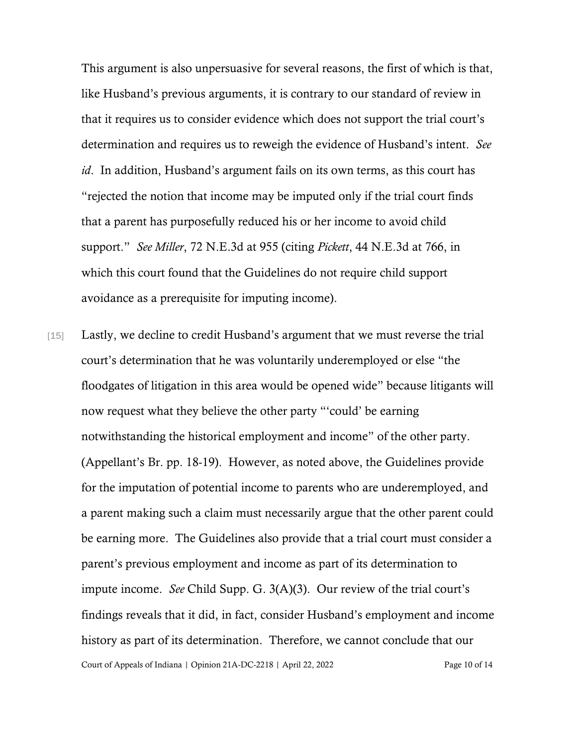This argument is also unpersuasive for several reasons, the first of which is that, like Husband's previous arguments, it is contrary to our standard of review in that it requires us to consider evidence which does not support the trial court's determination and requires us to reweigh the evidence of Husband's intent. *See id*. In addition, Husband's argument fails on its own terms, as this court has "rejected the notion that income may be imputed only if the trial court finds that a parent has purposefully reduced his or her income to avoid child support." *See Miller*, 72 N.E.3d at 955 (citing *Pickett*, 44 N.E.3d at 766, in which this court found that the Guidelines do not require child support avoidance as a prerequisite for imputing income).

[15] Lastly, we decline to credit Husband's argument that we must reverse the trial court's determination that he was voluntarily underemployed or else "the floodgates of litigation in this area would be opened wide" because litigants will now request what they believe the other party "'could' be earning notwithstanding the historical employment and income" of the other party. (Appellant's Br. pp. 18-19). However, as noted above, the Guidelines provide for the imputation of potential income to parents who are underemployed, and a parent making such a claim must necessarily argue that the other parent could be earning more. The Guidelines also provide that a trial court must consider a parent's previous employment and income as part of its determination to impute income. *See* Child Supp. G. 3(A)(3). Our review of the trial court's findings reveals that it did, in fact, consider Husband's employment and income history as part of its determination. Therefore, we cannot conclude that our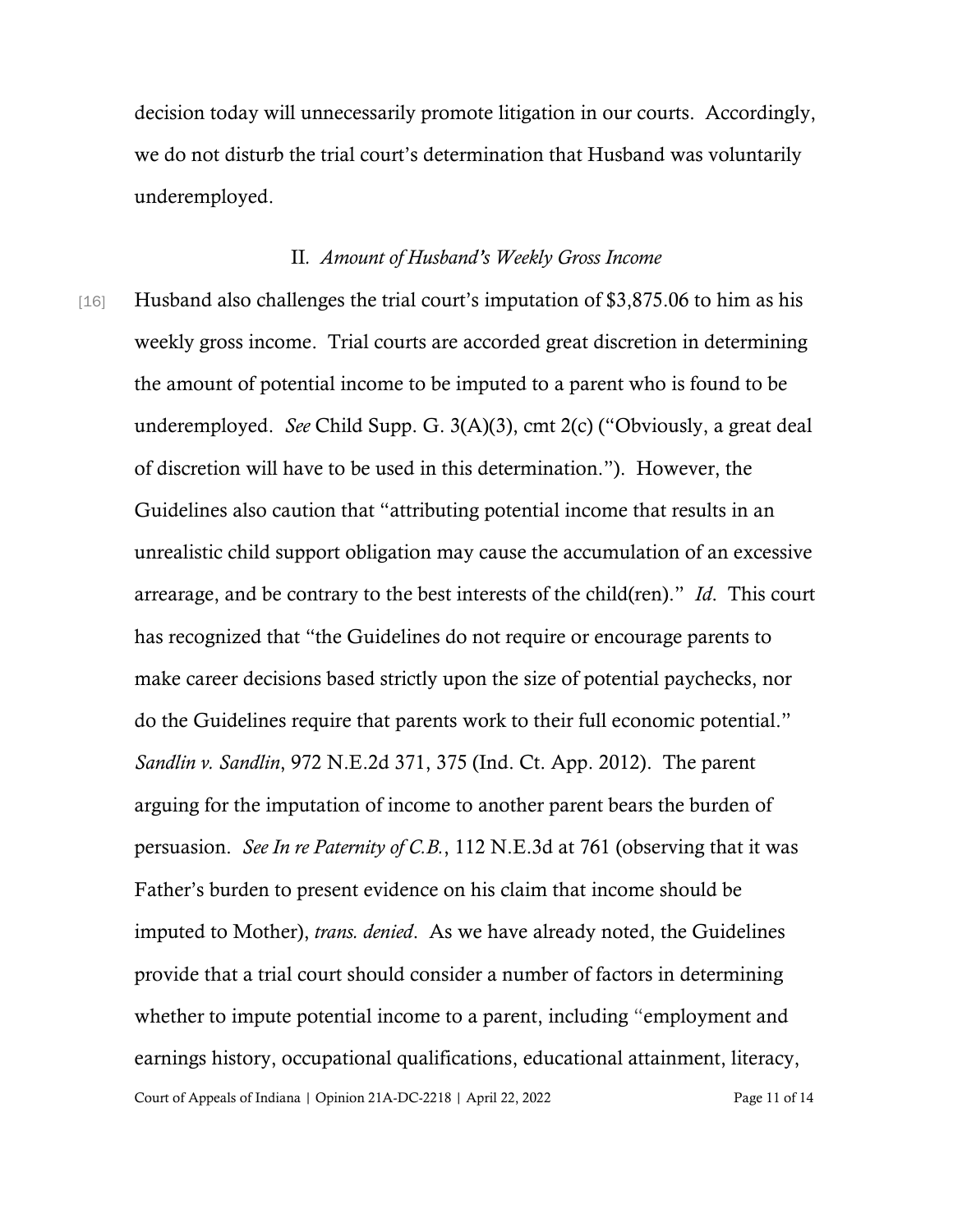decision today will unnecessarily promote litigation in our courts. Accordingly, we do not disturb the trial court's determination that Husband was voluntarily underemployed.

### II. *Amount of Husband's Weekly Gross Income*

[16] Husband also challenges the trial court's imputation of $3,875.06 to him as his weekly gross income. Trial courts are accorded great discretion in determining the amount of potential income to be imputed to a parent who is found to be underemployed. *See* Child Supp. G. 3(A)(3), cmt 2(c) ("Obviously, a great deal of discretion will have to be used in this determination."). However, the Guidelines also caution that "attributing potential income that results in an unrealistic child support obligation may cause the accumulation of an excessive arrearage, and be contrary to the best interests of the child(ren)." *Id*. This court has recognized that "the Guidelines do not require or encourage parents to make career decisions based strictly upon the size of potential paychecks, nor do the Guidelines require that parents work to their full economic potential." *Sandlin v. Sandlin*, 972 N.E.2d 371, 375 (Ind. Ct. App. 2012). The parent arguing for the imputation of income to another parent bears the burden of persuasion. *See In re Paternity of C.B.*, 112 N.E.3d at 761 (observing that it was Father's burden to present evidence on his claim that income should be imputed to Mother), *trans. denied*. As we have already noted, the Guidelines provide that a trial court should consider a number of factors in determining whether to impute potential income to a parent, including "employment and earnings history, occupational qualifications, educational attainment, literacy,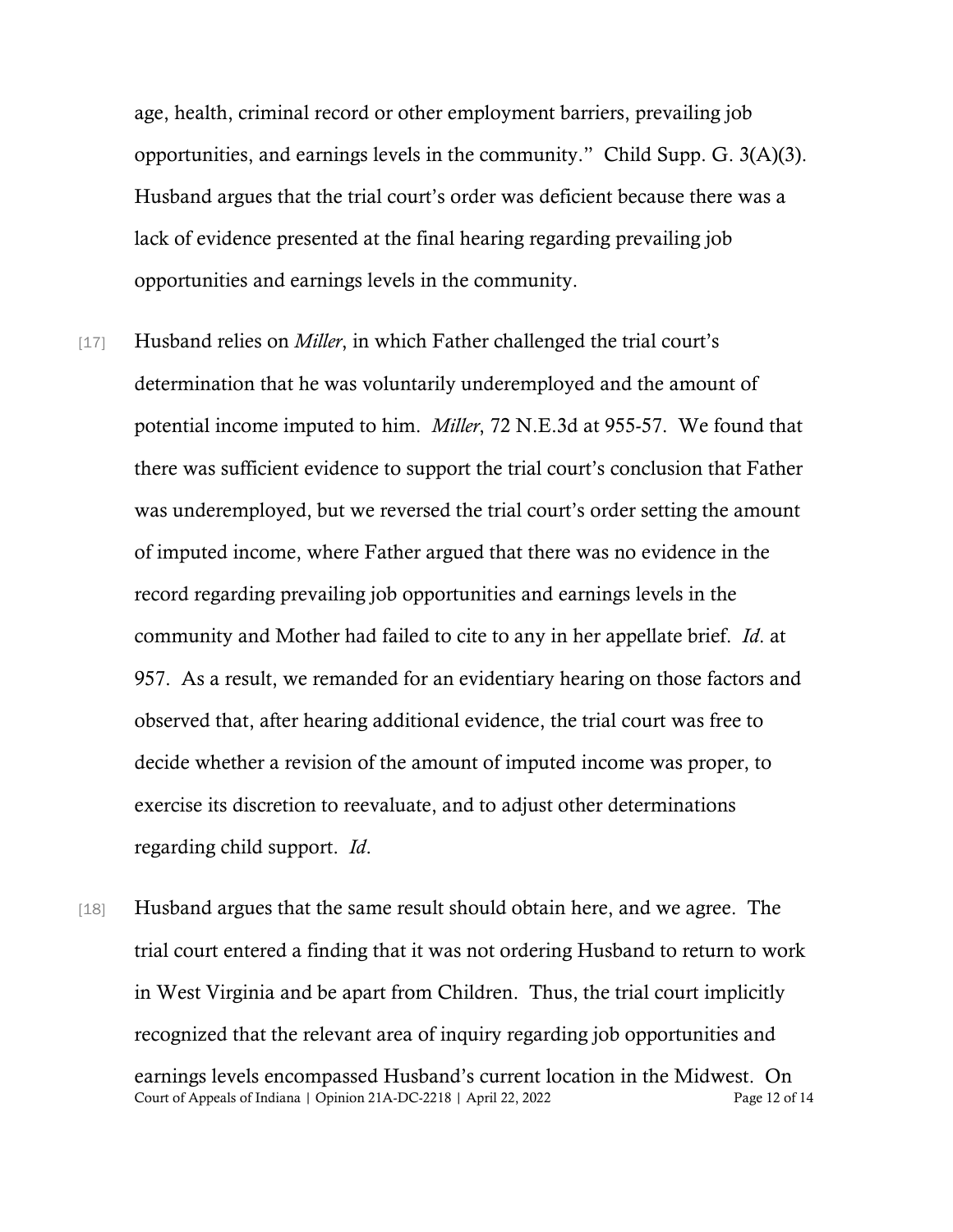age, health, criminal record or other employment barriers, prevailing job opportunities, and earnings levels in the community." Child Supp. G. 3(A)(3). Husband argues that the trial court's order was deficient because there was a lack of evidence presented at the final hearing regarding prevailing job opportunities and earnings levels in the community.

[17] Husband relies on *Miller*, in which Father challenged the trial court's determination that he was voluntarily underemployed and the amount of potential income imputed to him. *Miller*, 72 N.E.3d at 955-57. We found that there was sufficient evidence to support the trial court's conclusion that Father was underemployed, but we reversed the trial court's order setting the amount of imputed income, where Father argued that there was no evidence in the record regarding prevailing job opportunities and earnings levels in the community and Mother had failed to cite to any in her appellate brief. *Id*. at 957. As a result, we remanded for an evidentiary hearing on those factors and observed that, after hearing additional evidence, the trial court was free to decide whether a revision of the amount of imputed income was proper, to exercise its discretion to reevaluate, and to adjust other determinations regarding child support. *Id*.

[18] Husband argues that the same result should obtain here, and we agree. The trial court entered a finding that it was not ordering Husband to return to work in West Virginia and be apart from Children. Thus, the trial court implicitly recognized that the relevant area of inquiry regarding job opportunities and earnings levels encompassed Husband's current location in the Midwest. On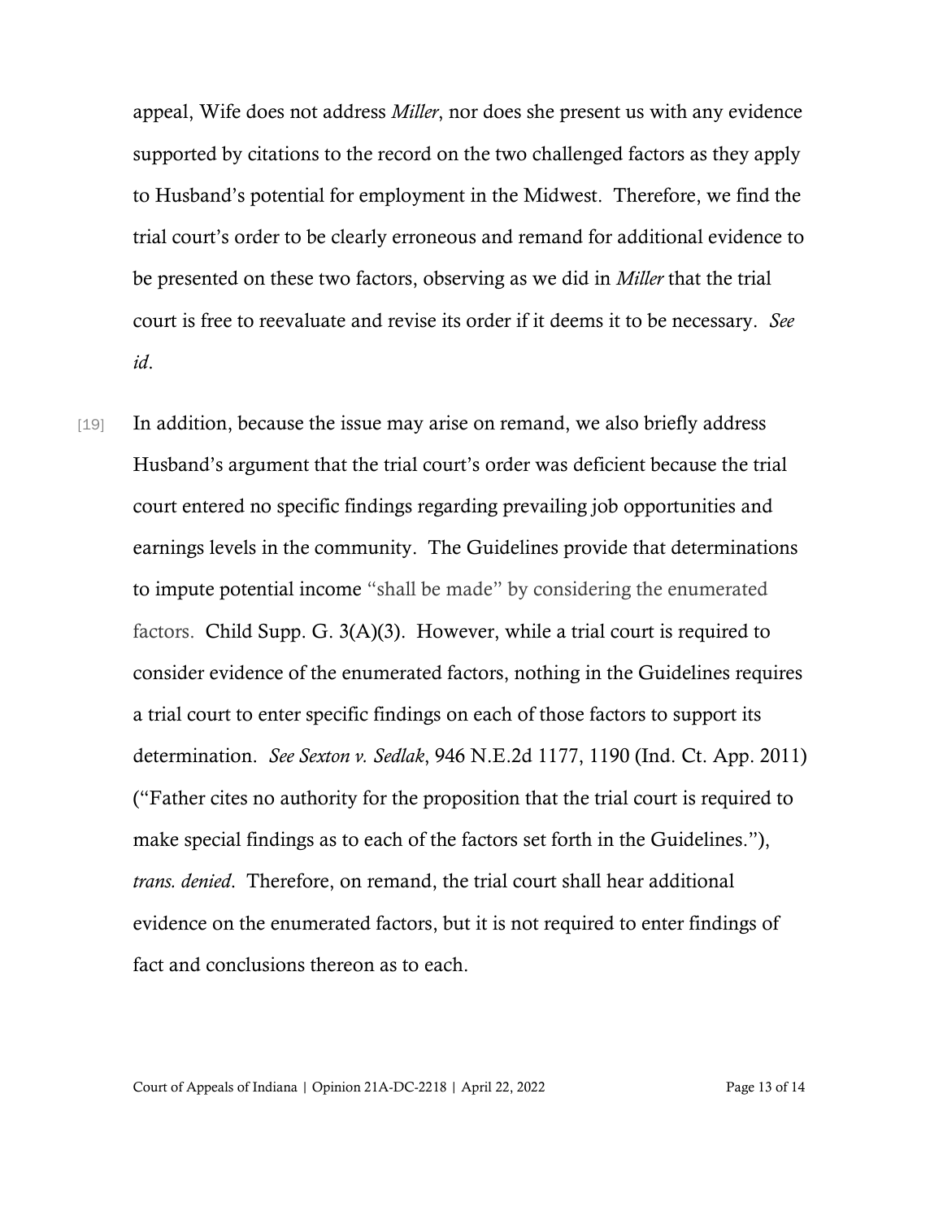appeal, Wife does not address *Miller*, nor does she present us with any evidence supported by citations to the record on the two challenged factors as they apply to Husband's potential for employment in the Midwest. Therefore, we find the trial court's order to be clearly erroneous and remand for additional evidence to be presented on these two factors, observing as we did in *Miller* that the trial court is free to reevaluate and revise its order if it deems it to be necessary. *See id*.

[19] In addition, because the issue may arise on remand, we also briefly address Husband's argument that the trial court's order was deficient because the trial court entered no specific findings regarding prevailing job opportunities and earnings levels in the community. The Guidelines provide that determinations to impute potential income "shall be made" by considering the enumerated factors. Child Supp. G. 3(A)(3). However, while a trial court is required to consider evidence of the enumerated factors, nothing in the Guidelines requires a trial court to enter specific findings on each of those factors to support its determination. *See Sexton v. Sedlak*, 946 N.E.2d 1177, 1190 (Ind. Ct. App. 2011) ("Father cites no authority for the proposition that the trial court is required to make special findings as to each of the factors set forth in the Guidelines."), *trans. denied*. Therefore, on remand, the trial court shall hear additional evidence on the enumerated factors, but it is not required to enter findings of fact and conclusions thereon as to each.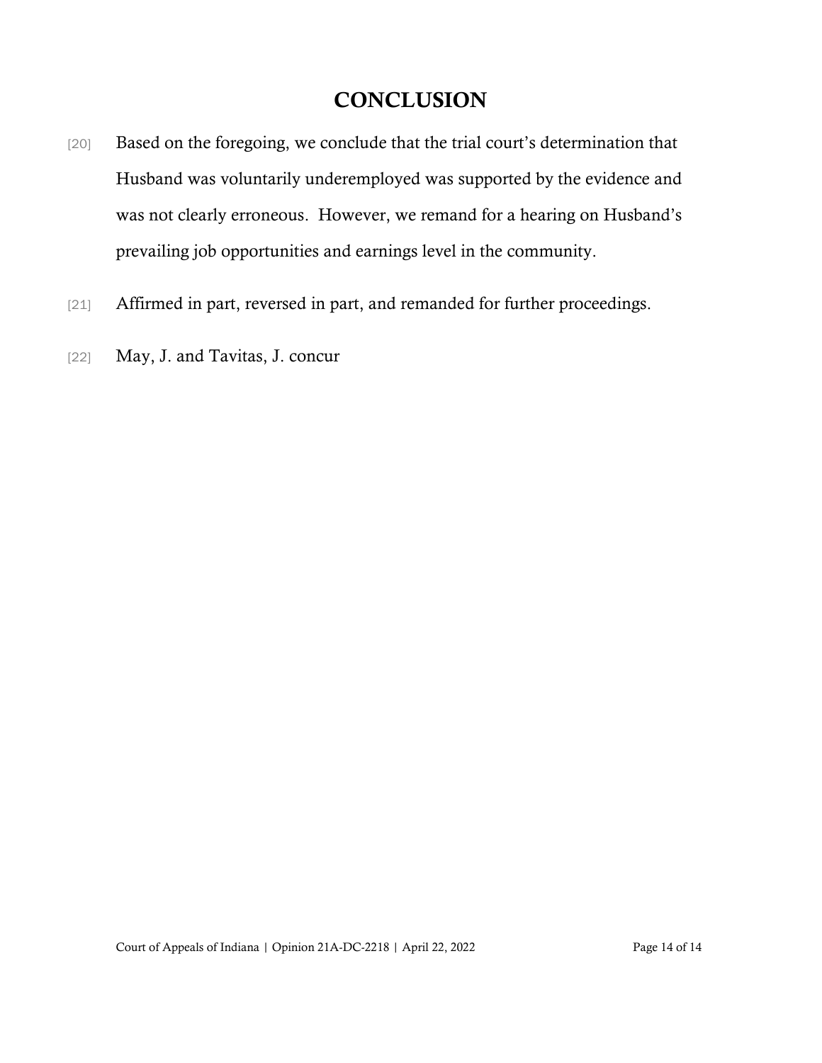# CONCLUSION

[20] Based on the foregoing, we conclude that the trial court's determination that Husband was voluntarily underemployed was supported by the evidence and was not clearly erroneous. However, we remand for a hearing on Husband's prevailing job opportunities and earnings level in the community.

[21] Affirmed in part, reversed in part, and remanded for further proceedings.

[22] May, J. and Tavitas, J. concur